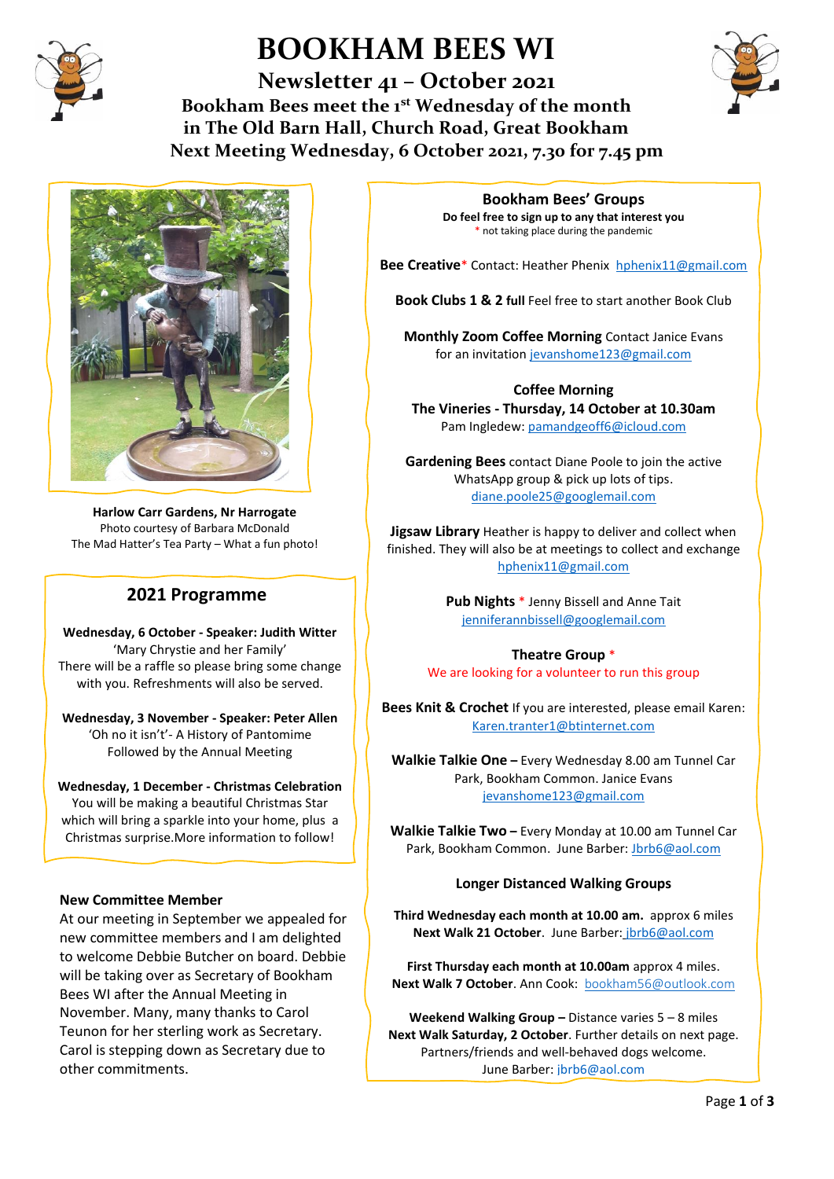# BOOKHAM BEES WI

## Newsletter 41 – October 2021

### Bookham Bees meet the 1st Wednesday of the month in The Old Barn Hall, Church Road, Great Bookham

### Next Meeting Wednesday, 6 October 2021, 7.30 for 7.45 pm

**Harlow Carr Gardens, Nr Harrogate**
Photo courtesy of Barbara McDonald
The Mad Hatter's Tea Party – What a fun photo!

## 2021 Programme

**Wednesday, 6 October - Speaker: Judith Witter**
'Mary Chrystie and her Family'
There will be a raffle so please bring some change with you. Refreshments will also be served.

**Wednesday, 3 November - Speaker: Peter Allen**
'Oh no it isn't'- A History of Pantomime
Followed by the Annual Meeting

**Wednesday, 1 December - Christmas Celebration**
You will be making a beautiful Christmas Star which will bring a sparkle into your home, plus a Christmas surprise.More information to follow!

### New Committee Member

At our meeting in September we appealed for new committee members and I am delighted to welcome Debbie Butcher on board. Debbie will be taking over as Secretary of Bookham Bees WI after the Annual Meeting in November. Many, many thanks to Carol Teunon for her sterling work as Secretary. Carol is stepping down as Secretary due to other commitments.

## Bookham Bees' Groups

**Do feel free to sign up to any that interest you**
* not taking place during the pandemic

**Bee Creative*** Contact: Heather Phenix hphenix11@gmail.com

**Book Clubs 1 & 2 full** Feel free to start another Book Club

**Monthly Zoom Coffee Morning** Contact Janice Evans for an invitation jevanshome123@gmail.com

**Coffee Morning**
**The Vineries - Thursday, 14 October at 10.30am**
Pam Ingledew: pamandgeoff6@icloud.com

**Gardening Bees** contact Diane Poole to join the active WhatsApp group & pick up lots of tips.
diane.poole25@googlemail.com

**Jigsaw Library** Heather is happy to deliver and collect when finished. They will also be at meetings to collect and exchange
hphenix11@gmail.com

**Pub Nights** * Jenny Bissell and Anne Tait
jenniferannbissell@googlemail.com

**Theatre Group** *
We are looking for a volunteer to run this group

**Bees Knit & Crochet** If you are interested, please email Karen:
Karen.tranter1@btinternet.com

**Walkie Talkie One –** Every Wednesday 8.00 am Tunnel Car Park, Bookham Common. Janice Evans
jevanshome123@gmail.com

**Walkie Talkie Two –** Every Monday at 10.00 am Tunnel Car Park, Bookham Common. June Barber: Jbrb6@aol.com

**Longer Distanced Walking Groups**

**Third Wednesday each month at 10.00 am.** approx 6 miles
**Next Walk 21 October**. June Barber: jbrb6@aol.com

**First Thursday each month at 10.00am** approx 4 miles.
**Next Walk 7 October**. Ann Cook: bookham56@outlook.com

**Weekend Walking Group –** Distance varies 5 – 8 miles
**Next Walk Saturday, 2 October**. Further details on next page.
Partners/friends and well-behaved dogs welcome.
June Barber: jbrb6@aol.com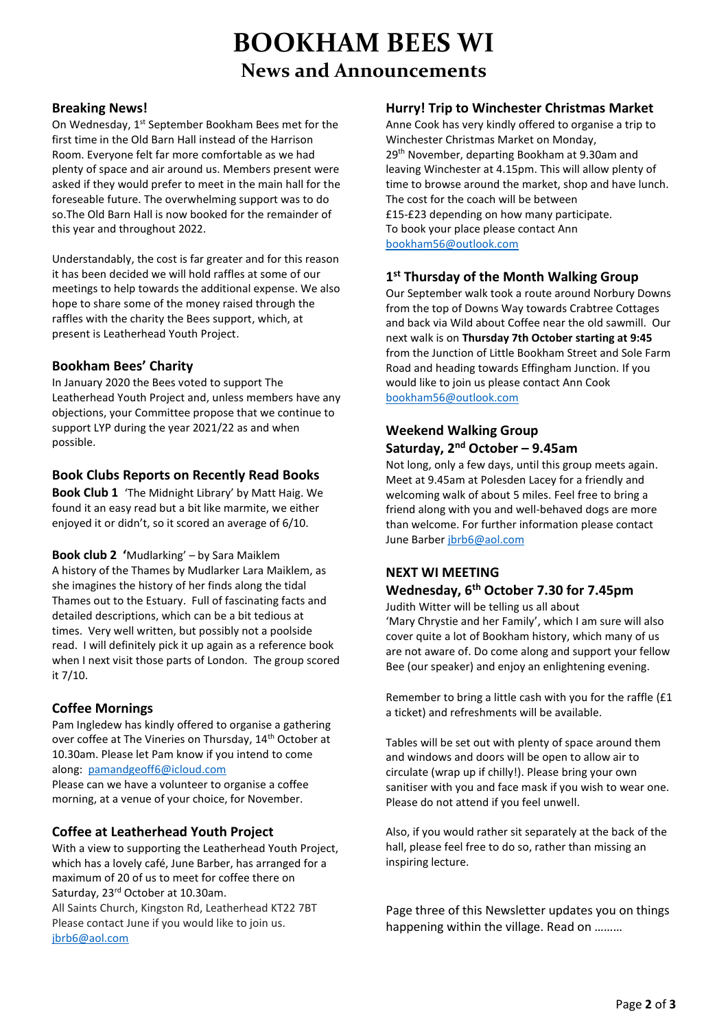# BOOKHAM BEES WI

## News and Announcements

### Breaking News!

On Wednesday, 1st September Bookham Bees met for the first time in the Old Barn Hall instead of the Harrison Room. Everyone felt far more comfortable as we had plenty of space and air around us. Members present were asked if they would prefer to meet in the main hall for the foreseeable future. The overwhelming support was to do so.The Old Barn Hall is now booked for the remainder of this year and throughout 2022.

Understandably, the cost is far greater and for this reason it has been decided we will hold raffles at some of our meetings to help towards the additional expense. We also hope to share some of the money raised through the raffles with the charity the Bees support, which, at present is Leatherhead Youth Project.

### Bookham Bees' Charity

In January 2020 the Bees voted to support The Leatherhead Youth Project and, unless members have any objections, your Committee propose that we continue to support LYP during the year 2021/22 as and when possible.

### Book Clubs Reports on Recently Read Books

**Book Club 1** 'The Midnight Library' by Matt Haig. We found it an easy read but a bit like marmite, we either enjoyed it or didn't, so it scored an average of 6/10.

**Book club 2 '**Mudlarking' – by Sara Maiklem
A history of the Thames by Mudlarker Lara Maiklem, as she imagines the history of her finds along the tidal Thames out to the Estuary. Full of fascinating facts and detailed descriptions, which can be a bit tedious at times. Very well written, but possibly not a poolside read. I will definitely pick it up again as a reference book when I next visit those parts of London. The group scored it 7/10.

### Coffee Mornings

Pam Ingledew has kindly offered to organise a gathering over coffee at The Vineries on Thursday, 14th October at 10.30am. Please let Pam know if you intend to come along: pamandgeoff6@icloud.com
Please can we have a volunteer to organise a coffee morning, at a venue of your choice, for November.

### Coffee at Leatherhead Youth Project

With a view to supporting the Leatherhead Youth Project, which has a lovely café, June Barber, has arranged for a maximum of 20 of us to meet for coffee there on Saturday, 23rd October at 10.30am.
All Saints Church, Kingston Rd, Leatherhead KT22 7BT
Please contact June if you would like to join us.
jbrb6@aol.com

### Hurry! Trip to Winchester Christmas Market

Anne Cook has very kindly offered to organise a trip to Winchester Christmas Market on Monday, 29th November, departing Bookham at 9.30am and leaving Winchester at 4.15pm. This will allow plenty of time to browse around the market, shop and have lunch. The cost for the coach will be between £15-£23 depending on how many participate.
To book your place please contact Ann
bookham56@outlook.com

### 1st Thursday of the Month Walking Group

Our September walk took a route around Norbury Downs from the top of Downs Way towards Crabtree Cottages and back via Wild about Coffee near the old sawmill. Our next walk is on **Thursday 7th October starting at 9:45** from the Junction of Little Bookham Street and Sole Farm Road and heading towards Effingham Junction. If you would like to join us please contact Ann Cook bookham56@outlook.com

### Weekend Walking Group
### Saturday, 2nd October – 9.45am

Not long, only a few days, until this group meets again. Meet at 9.45am at Polesden Lacey for a friendly and welcoming walk of about 5 miles. Feel free to bring a friend along with you and well-behaved dogs are more than welcome. For further information please contact June Barber jbrb6@aol.com

### NEXT WI MEETING
### Wednesday, 6th October 7.30 for 7.45pm

Judith Witter will be telling us all about 'Mary Chrystie and her Family', which I am sure will also cover quite a lot of Bookham history, which many of us are not aware of. Do come along and support your fellow Bee (our speaker) and enjoy an enlightening evening.

Remember to bring a little cash with you for the raffle (£1 a ticket) and refreshments will be available.

Tables will be set out with plenty of space around them and windows and doors will be open to allow air to circulate (wrap up if chilly!). Please bring your own sanitiser with you and face mask if you wish to wear one. Please do not attend if you feel unwell.

Also, if you would rather sit separately at the back of the hall, please feel free to do so, rather than missing an inspiring lecture.

Page three of this Newsletter updates you on things happening within the village. Read on ………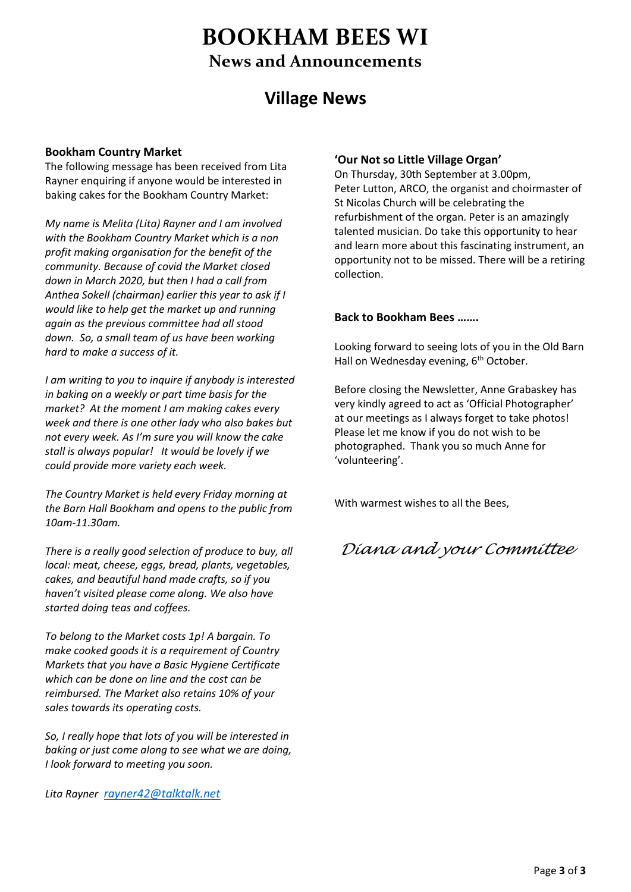# BOOKHAM BEES WI

## News and Announcements

# Village News

**Bookham Country Market**

The following message has been received from Lita Rayner enquiring if anyone would be interested in baking cakes for the Bookham Country Market:

*My name is Melita (Lita) Rayner and I am involved with the Bookham Country Market which is a non profit making organisation for the benefit of the community. Because of covid the Market closed down in March 2020, but then I had a call from Anthea Sokell (chairman) earlier this year to ask if I would like to help get the market up and running again as the previous committee had all stood down. So, a small team of us have been working hard to make a success of it.*

*I am writing to you to inquire if anybody is interested in baking on a weekly or part time basis for the market? At the moment I am making cakes every week and there is one other lady who also bakes but not every week. As I'm sure you will know the cake stall is always popular! It would be lovely if we could provide more variety each week.*

*The Country Market is held every Friday morning at the Barn Hall Bookham and opens to the public from 10am-11.30am.*

*There is a really good selection of produce to buy, all local: meat, cheese, eggs, bread, plants, vegetables, cakes, and beautiful hand made crafts, so if you haven't visited please come along. We also have started doing teas and coffees.*

*To belong to the Market costs 1p! A bargain. To make cooked goods it is a requirement of Country Markets that you have a Basic Hygiene Certificate which can be done on line and the cost can be reimbursed. The Market also retains 10% of your sales towards its operating costs.*

*So, I really hope that lots of you will be interested in baking or just come along to see what we are doing, I look forward to meeting you soon.*

*Lita Rayner [rayner42@talktalk.net](mailto:rayner42@talktalk.net)*

**'Our Not so Little Village Organ'**

On Thursday, 30th September at 3.00pm, Peter Lutton, ARCO, the organist and choirmaster of St Nicolas Church will be celebrating the refurbishment of the organ. Peter is an amazingly talented musician. Do take this opportunity to hear and learn more about this fascinating instrument, an opportunity not to be missed. There will be a retiring collection.

**Back to Bookham Bees …….**

Looking forward to seeing lots of you in the Old Barn Hall on Wednesday evening, 6th October.

Before closing the Newsletter, Anne Grabaskey has very kindly agreed to act as 'Official Photographer' at our meetings as I always forget to take photos! Please let me know if you do not wish to be photographed. Thank you so much Anne for 'volunteering'.

With warmest wishes to all the Bees,

*Diana and your Committee*